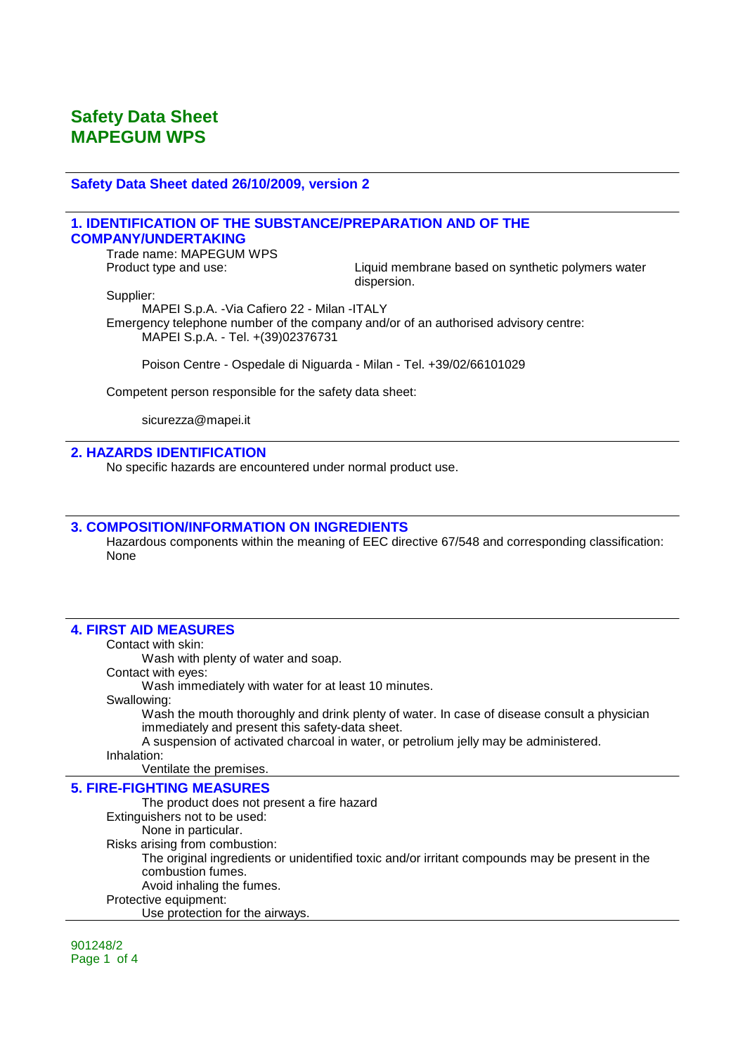# Safety Data Sheet
# MAPEGUM WPS

### Safety Data Sheet dated 26/10/2009, version 2

## 1. IDENTIFICATION OF THE SUBSTANCE/PREPARATION AND OF THE COMPANY/UNDERTAKING

Trade name: MAPEGUM WPS

Product type and use: Liquid membrane based on synthetic polymers water dispersion.

Supplier:

MAPEI S.p.A. -Via Cafiero 22 - Milan -ITALY

Emergency telephone number of the company and/or of an authorised advisory centre:

MAPEI S.p.A. - Tel. +(39)02376731

Poison Centre - Ospedale di Niguarda - Milan - Tel. +39/02/66101029

Competent person responsible for the safety data sheet:

sicurezza@mapei.it

## 2. HAZARDS IDENTIFICATION

No specific hazards are encountered under normal product use.

## 3. COMPOSITION/INFORMATION ON INGREDIENTS

Hazardous components within the meaning of EEC directive 67/548 and corresponding classification:
None

## 4. FIRST AID MEASURES

Contact with skin:

Wash with plenty of water and soap.

Contact with eyes:

Wash immediately with water for at least 10 minutes.

Swallowing:

Wash the mouth thoroughly and drink plenty of water. In case of disease consult a physician immediately and present this safety-data sheet.

A suspension of activated charcoal in water, or petrolium jelly may be administered.

Inhalation:

Ventilate the premises.

## 5. FIRE-FIGHTING MEASURES

The product does not present a fire hazard

Extinguishers not to be used:

None in particular.

Risks arising from combustion:

The original ingredients or unidentified toxic and/or irritant compounds may be present in the combustion fumes.

Avoid inhaling the fumes.

Protective equipment:

Use protection for the airways.

901248/2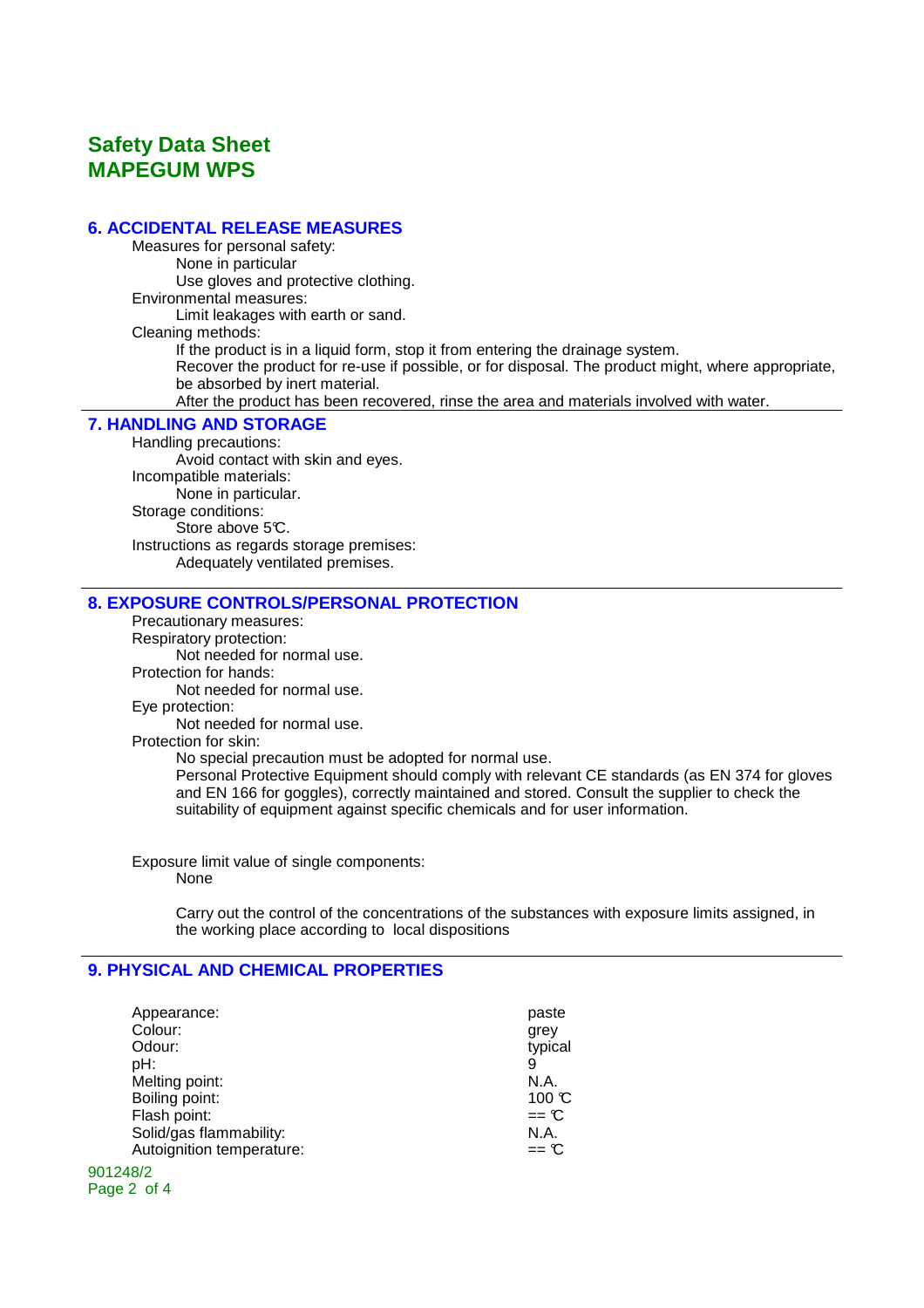# Safety Data Sheet
# MAPEGUM WPS

## 6. ACCIDENTAL RELEASE MEASURES

Measures for personal safety:
- None in particular
- Use gloves and protective clothing.

Environmental measures:
- Limit leakages with earth or sand.

Cleaning methods:
- If the product is in a liquid form, stop it from entering the drainage system.
- Recover the product for re-use if possible, or for disposal. The product might, where appropriate, be absorbed by inert material.
- After the product has been recovered, rinse the area and materials involved with water.

## 7. HANDLING AND STORAGE

Handling precautions:
- Avoid contact with skin and eyes.

Incompatible materials:
- None in particular.

Storage conditions:
- Store above 5℃.

Instructions as regards storage premises:
- Adequately ventilated premises.

## 8. EXPOSURE CONTROLS/PERSONAL PROTECTION

Precautionary measures:

Respiratory protection:
- Not needed for normal use.

Protection for hands:
- Not needed for normal use.

Eye protection:
- Not needed for normal use.

Protection for skin:
- No special precaution must be adopted for normal use.
- Personal Protective Equipment should comply with relevant CE standards (as EN 374 for gloves and EN 166 for goggles), correctly maintained and stored. Consult the supplier to check the suitability of equipment against specific chemicals and for user information.

Exposure limit value of single components:
- None

Carry out the control of the concentrations of the substances with exposure limits assigned, in the working place according to local dispositions

## 9. PHYSICAL AND CHEMICAL PROPERTIES

| Property | Value |
|---|---|
| Appearance: | paste |
| Colour: | grey |
| Odour: | typical |
| pH: | 9 |
| Melting point: | N.A. |
| Boiling point: | 100 ℃ |
| Flash point: | == ℃ |
| Solid/gas flammability: | N.A. |
| Autoignition temperature: | == ℃ |

901248/2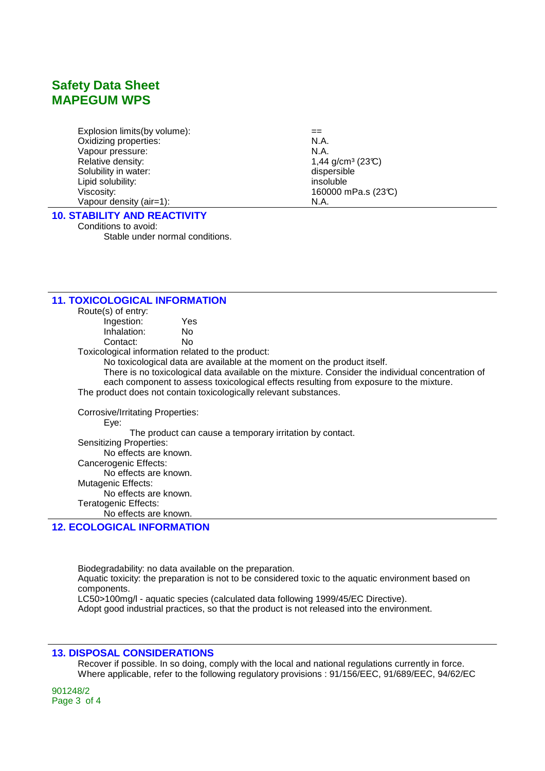| | |
|---|---|
| Explosion limits(by volume): | == |
| Oxidizing properties: | N.A. |
| Vapour pressure: | N.A. |
| Relative density: | 1,44 g/cm³ (23°C) |
| Solubility in water: | dispersible |
| Lipid solubility: | insoluble |
| Viscosity: | 160000 mPa.s (23°C) |
| Vapour density (air=1): | N.A. |

## 10. STABILITY AND REACTIVITY

Conditions to avoid:

Stable under normal conditions.

## 11. TOXICOLOGICAL INFORMATION

Route(s) of entry:

| | |
|---|---|
| Ingestion: | Yes |
| Inhalation: | No |
| Contact: | No |

Toxicological information related to the product:

No toxicological data are available at the moment on the product itself.

There is no toxicological data available on the mixture. Consider the individual concentration of each component to assess toxicological effects resulting from exposure to the mixture.

The product does not contain toxicologically relevant substances.

Corrosive/Irritating Properties:

Eye:

The product can cause a temporary irritation by contact.

Sensitizing Properties:

No effects are known.

Cancerogenic Effects:

No effects are known.

Mutagenic Effects:

No effects are known.

Teratogenic Effects:

No effects are known.

## 12. ECOLOGICAL INFORMATION

Biodegradability: no data available on the preparation.

Aquatic toxicity: the preparation is not to be considered toxic to the aquatic environment based on components.

LC50>100mg/l - aquatic species (calculated data following 1999/45/EC Directive).

Adopt good industrial practices, so that the product is not released into the environment.

## 13. DISPOSAL CONSIDERATIONS

Recover if possible. In so doing, comply with the local and national regulations currently in force.
Where applicable, refer to the following regulatory provisions : 91/156/EEC, 91/689/EEC, 94/62/EC

901248/2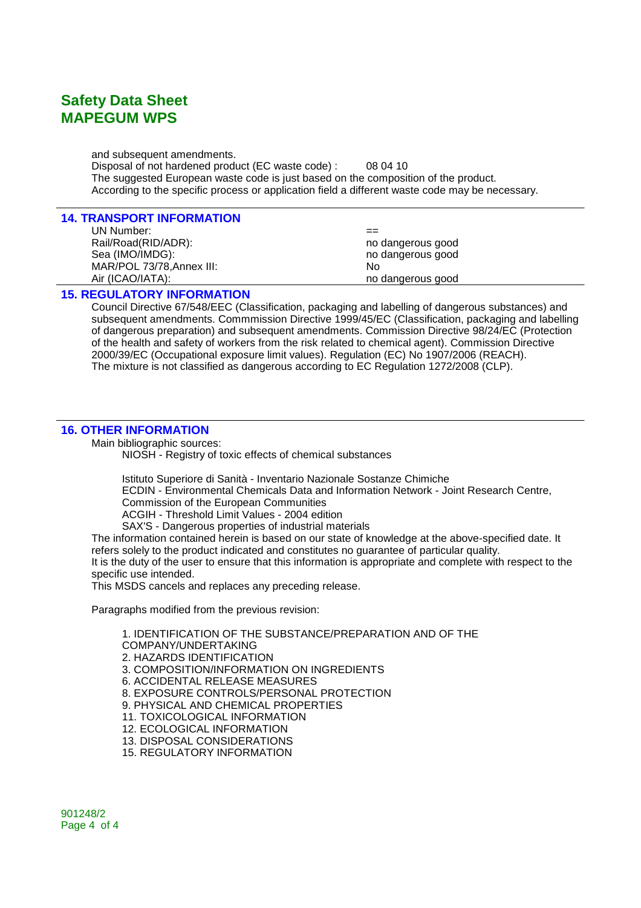and subsequent amendments.

Disposal of not hardened product (EC waste code) : 08 04 10

The suggested European waste code is just based on the composition of the product.

According to the specific process or application field a different waste code may be necessary.

## 14. TRANSPORT INFORMATION

| | |
|---|---|
| UN Number: | == |
| Rail/Road(RID/ADR): | no dangerous good |
| Sea (IMO/IMDG): | no dangerous good |
| MAR/POL 73/78,Annex III: | No |
| Air (ICAO/IATA): | no dangerous good |

## 15. REGULATORY INFORMATION

Council Directive 67/548/EEC (Classification, packaging and labelling of dangerous substances) and subsequent amendments. Commmission Directive 1999/45/EC (Classification, packaging and labelling of dangerous preparation) and subsequent amendments. Commission Directive 98/24/EC (Protection of the health and safety of workers from the risk related to chemical agent). Commission Directive 2000/39/EC (Occupational exposure limit values). Regulation (EC) No 1907/2006 (REACH).
The mixture is not classified as dangerous according to EC Regulation 1272/2008 (CLP).

## 16. OTHER INFORMATION

Main bibliographic sources:

NIOSH - Registry of toxic effects of chemical substances

Istituto Superiore di Sanità - Inventario Nazionale Sostanze Chimiche
ECDIN - Environmental Chemicals Data and Information Network - Joint Research Centre, Commission of the European Communities
ACGIH - Threshold Limit Values - 2004 edition
SAX'S - Dangerous properties of industrial materials

The information contained herein is based on our state of knowledge at the above-specified date. It refers solely to the product indicated and constitutes no guarantee of particular quality.
It is the duty of the user to ensure that this information is appropriate and complete with respect to the specific use intended.
This MSDS cancels and replaces any preceding release.

Paragraphs modified from the previous revision:

1. IDENTIFICATION OF THE SUBSTANCE/PREPARATION AND OF THE COMPANY/UNDERTAKING
2. HAZARDS IDENTIFICATION
3. COMPOSITION/INFORMATION ON INGREDIENTS
6. ACCIDENTAL RELEASE MEASURES
8. EXPOSURE CONTROLS/PERSONAL PROTECTION
9. PHYSICAL AND CHEMICAL PROPERTIES
11. TOXICOLOGICAL INFORMATION
12. ECOLOGICAL INFORMATION
13. DISPOSAL CONSIDERATIONS
15. REGULATORY INFORMATION